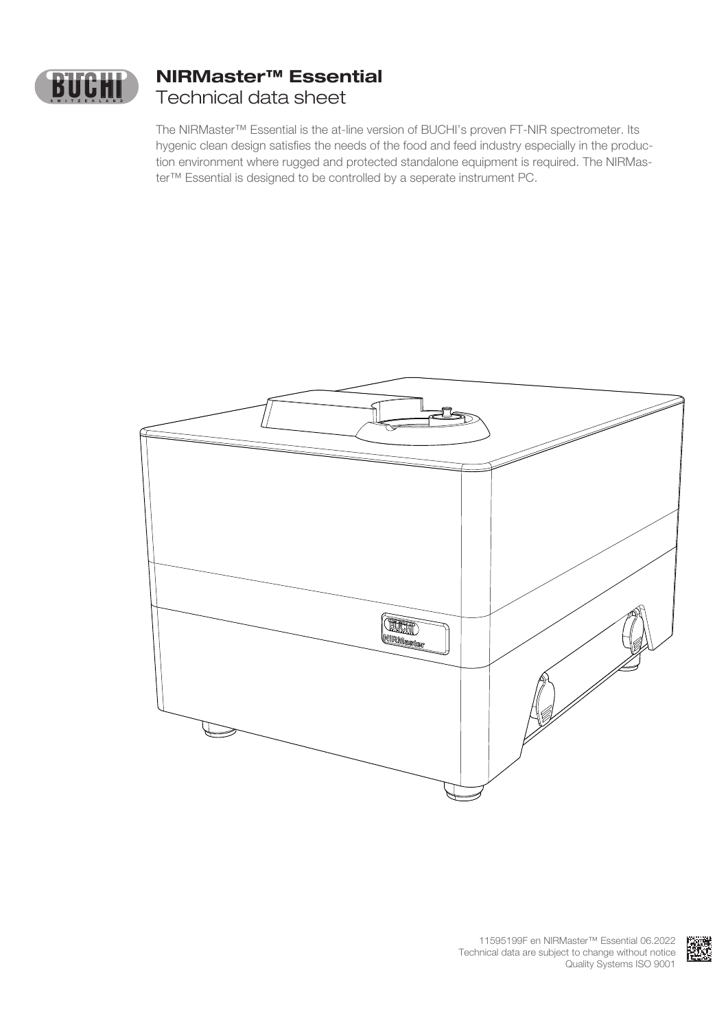# NIRMaster™ Essential

Technical data sheet

The NIRMaster™ Essential is the at-line version of BUCHI's proven FT-NIR spectrometer. Its hygenic clean design satisfies the needs of the food and feed industry especially in the production environment where rugged and protected standalone equipment is required. The NIRMaster™ Essential is designed to be controlled by a seperate instrument PC.

11595199F en NIRMaster™ Essential 06.2022
Technical data are subject to change without notice
Quality Systems ISO 9001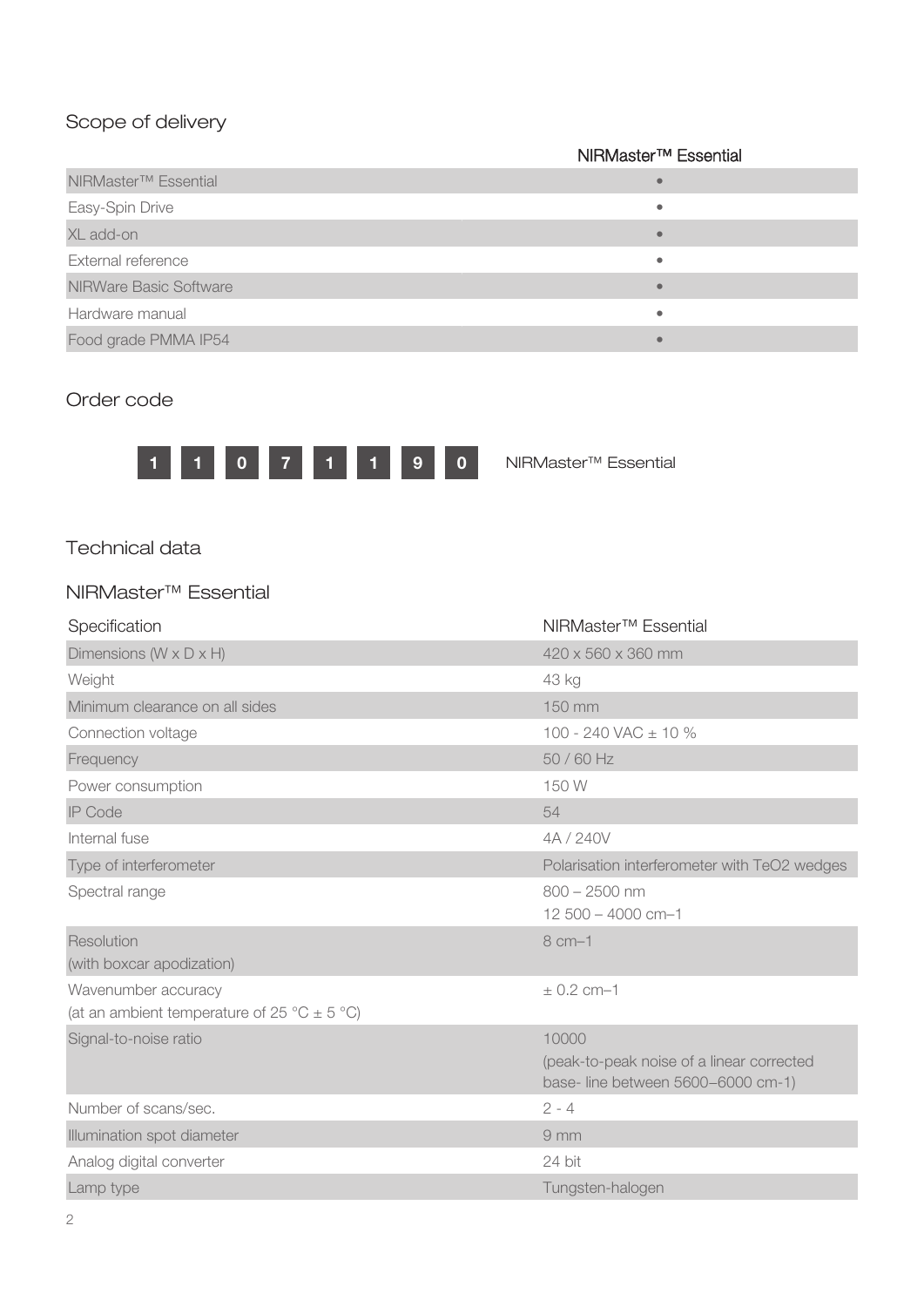## Scope of delivery

| | NIRMaster™ Essential |
|---|---|
| NIRMaster™ Essential | • |
| Easy-Spin Drive | • |
| XL add-on | • |
| External reference | • |
| NIRWare Basic Software | • |
| Hardware manual | • |
| Food grade PMMA IP54 | • |

## Order code

| 1 | 1 | 0 | 7 | 1 | 1 | 9 | 0 | NIRMaster™ Essential |
|---|---|---|---|---|---|---|---|---|

## Technical data

### NIRMaster™ Essential

| Specification | NIRMaster™ Essential |
|---|---|
| Dimensions (W x D x H) | 420 x 560 x 360 mm |
| Weight | 43 kg |
| Minimum clearance on all sides | 150 mm |
| Connection voltage | 100 - 240 VAC ± 10 % |
| Frequency | 50 / 60 Hz |
| Power consumption | 150 W |
| IP Code | 54 |
| Internal fuse | 4A / 240V |
| Type of interferometer | Polarisation interferometer with $TeO_2$ wedges |
| Spectral range | 800 – 2500 nm<br>12 500 – 4000 $cm^{-1}$ |
| Resolution<br>(with boxcar apodization) | 8 $cm^{-1}$ |
| Wavenumber accuracy<br>(at an ambient temperature of 25 °C ± 5 °C) | ± 0.2 $cm^{-1}$ |
| Signal-to-noise ratio | 10000<br>(peak-to-peak noise of a linear corrected base- line between 5600–6000 $cm^{-1}$) |
| Number of scans/sec. | 2 - 4 |
| Illumination spot diameter | 9 mm |
| Analog digital converter | 24 bit |
| Lamp type | Tungsten-halogen |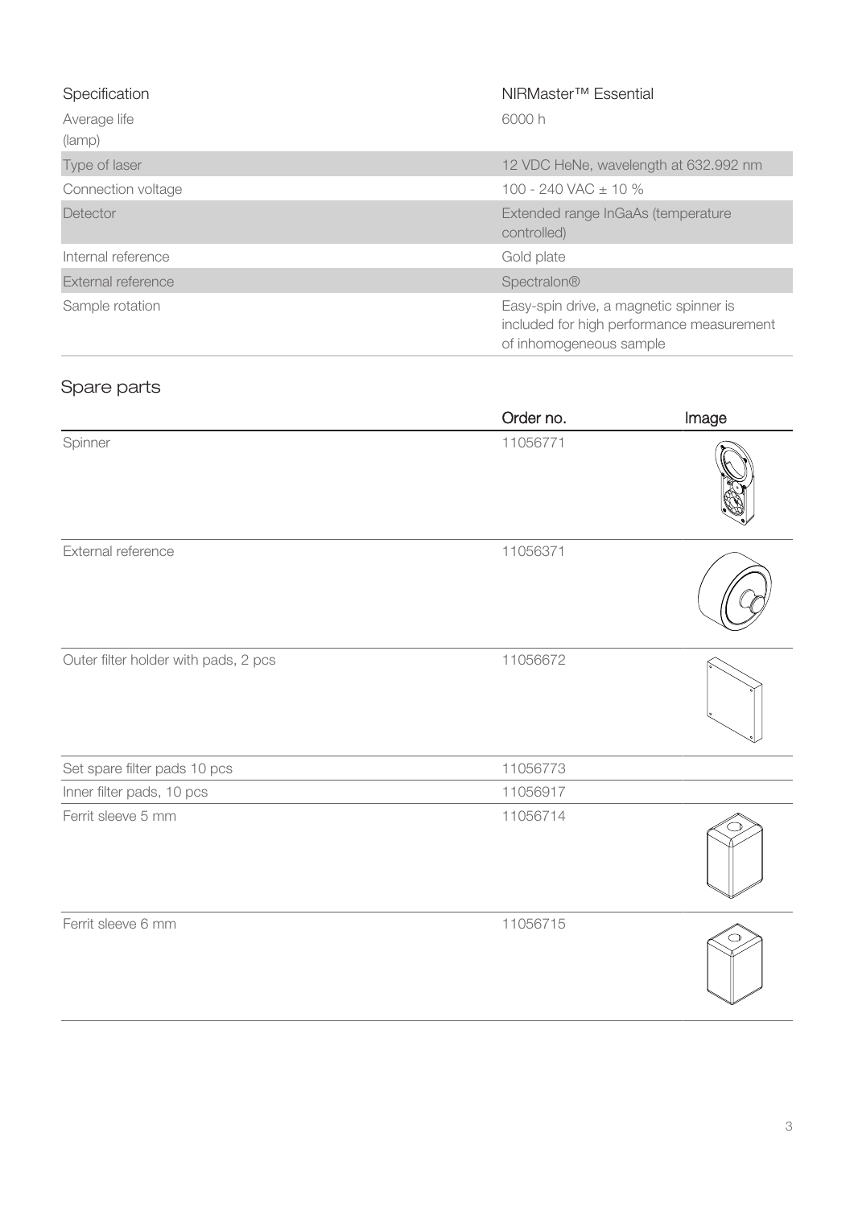| Specification | NIRMaster™ Essential |
|---|---|
| Average life (lamp) | 6000 h |
| Type of laser | 12 VDC HeNe, wavelength at 632.992 nm |
| Connection voltage | 100 - 240 VAC ± 10 % |
| Detector | Extended range InGaAs (temperature controlled) |
| Internal reference | Gold plate |
| External reference | Spectralon® |
| Sample rotation | Easy-spin drive, a magnetic spinner is included for high performance measurement of inhomogeneous sample |

## Spare parts

| | Order no. | Image |
|---|---|---|
| Spinner | 11056771 | |
| External reference | 11056371 | |
| Outer filter holder with pads, 2 pcs | 11056672 | |
| Set spare filter pads 10 pcs | 11056773 | |
| Inner filter pads, 10 pcs | 11056917 | |
| Ferrit sleeve 5 mm | 11056714 | |
| Ferrit sleeve 6 mm | 11056715 | |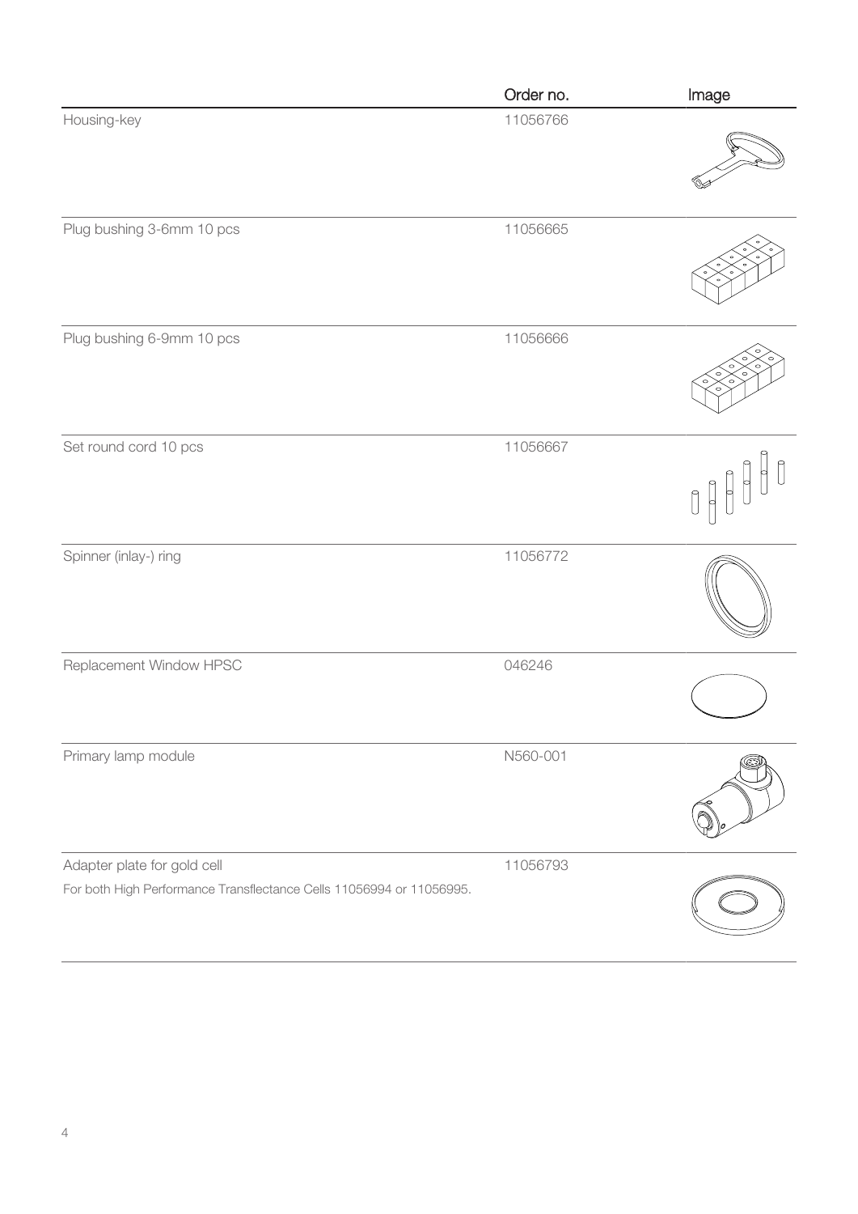| | Order no. | Image |
|---|---|---|
| Housing-key | 11056766 | |
| Plug bushing 3-6mm 10 pcs | 11056665 | |
| Plug bushing 6-9mm 10 pcs | 11056666 | |
| Set round cord 10 pcs | 11056667 | |
| Spinner (inlay-) ring | 11056772 | |
| Replacement Window HPSC | 046246 | |
| Primary lamp module | N560-001 | |
| Adapter plate for gold cell<br>For both High Performance Transflectance Cells 11056994 or 11056995. | 11056793 | |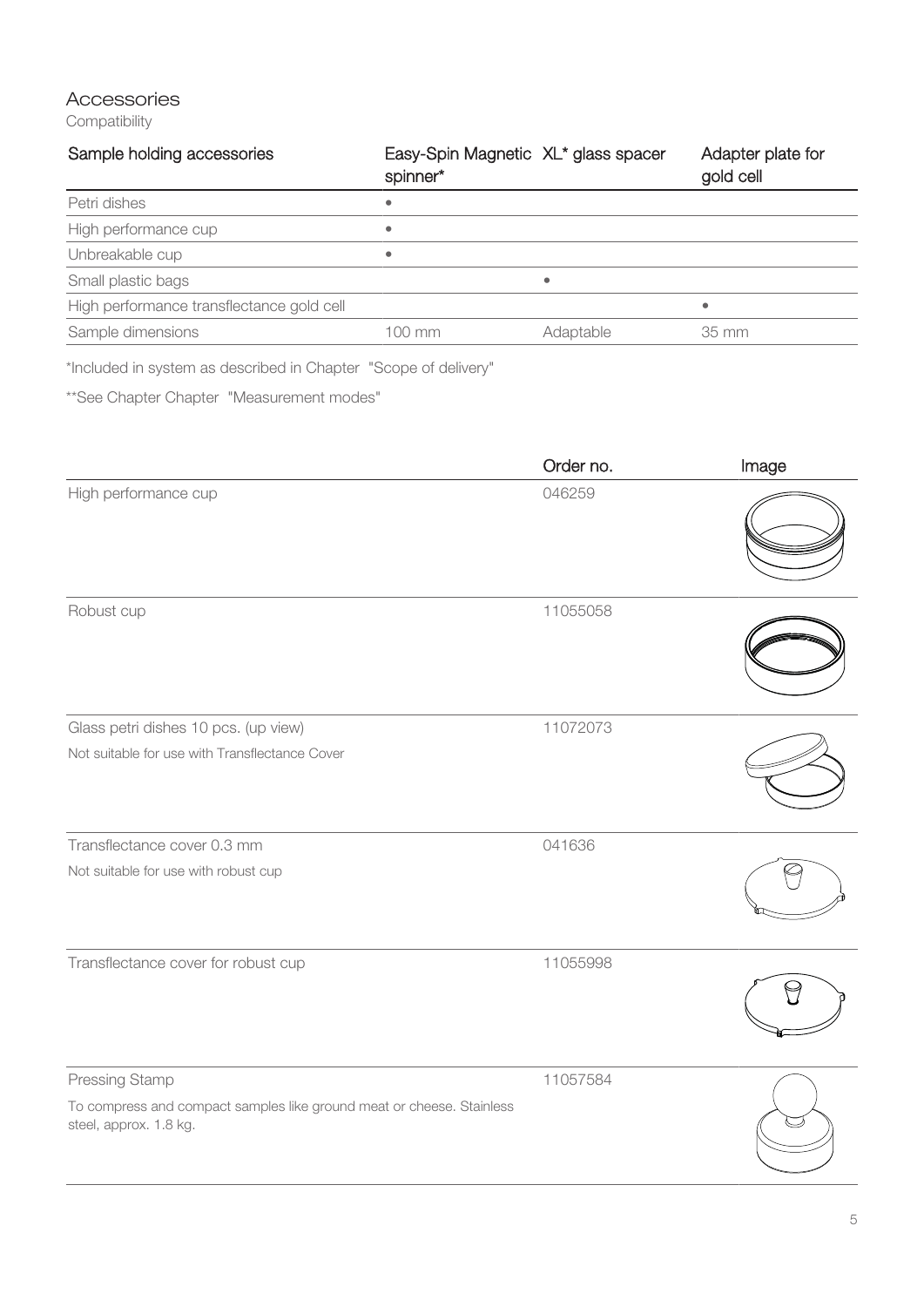## Accessories

Compatibility

| Sample holding accessories | Easy-Spin Magnetic spinner* | XL* glass spacer | Adapter plate for gold cell |
|---|---|---|---|
| Petri dishes | • | | |
| High performance cup | • | | |
| Unbreakable cup | • | | |
| Small plastic bags | | • | |
| High performance transflectance gold cell | | | • |
| Sample dimensions | 100 mm | Adaptable | 35 mm |

*Included in system as described in Chapter "Scope of delivery"

**See Chapter Chapter "Measurement modes"

| | Order no. | Image |
|---|---|---|
| High performance cup | 046259 | |
| Robust cup | 11055058 | |
| Glass petri dishes 10 pcs. (up view)<br>Not suitable for use with Transflectance Cover | 11072073 | |
| Transflectance cover 0.3 mm<br>Not suitable for use with robust cup | 041636 | |
| Transflectance cover for robust cup | 11055998 | |
| Pressing Stamp<br>To compress and compact samples like ground meat or cheese. Stainless steel, approx. 1.8 kg. | 11057584 | |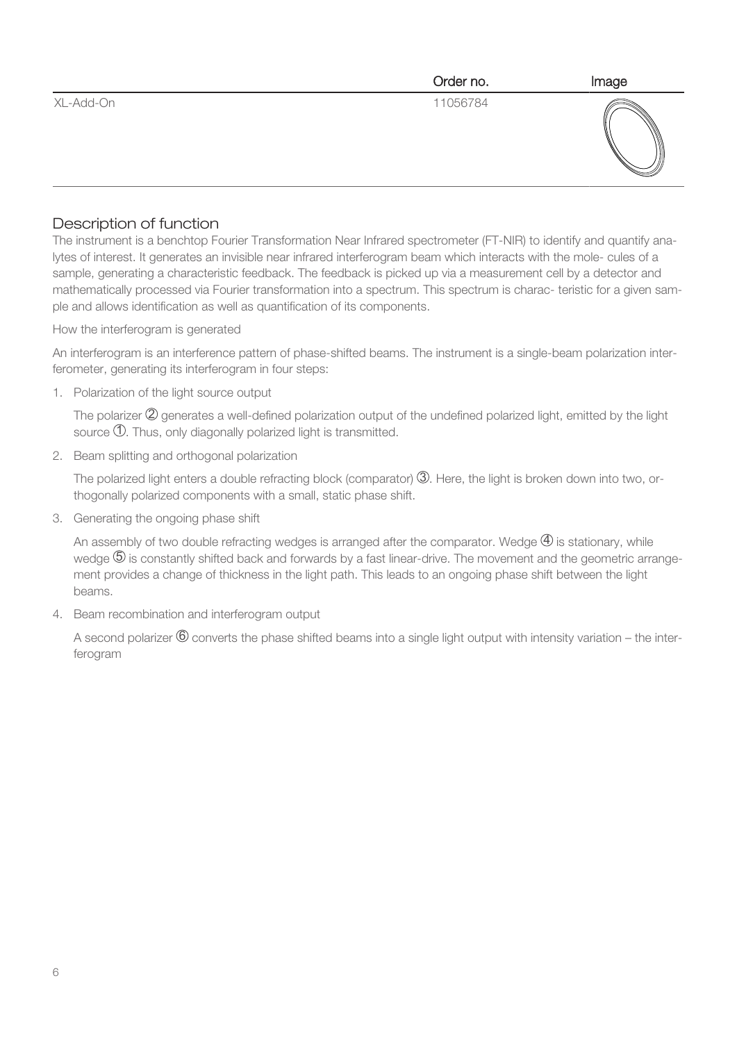| | Order no. | Image |
|---|---|---|
| XL-Add-On | 11056784 | |

## Description of function

The instrument is a benchtop Fourier Transformation Near Infrared spectrometer (FT-NIR) to identify and quantify analytes of interest. It generates an invisible near infrared interferogram beam which interacts with the mole- cules of a sample, generating a characteristic feedback. The feedback is picked up via a measurement cell by a detector and mathematically processed via Fourier transformation into a spectrum. This spectrum is charac- teristic for a given sample and allows identification as well as quantification of its components.

How the interferogram is generated

An interferogram is an interference pattern of phase-shifted beams. The instrument is a single-beam polarization interferometer, generating its interferogram in four steps:

1. Polarization of the light source output

   The polarizer ② generates a well-defined polarization output of the undefined polarized light, emitted by the light source ①. Thus, only diagonally polarized light is transmitted.

2. Beam splitting and orthogonal polarization

   The polarized light enters a double refracting block (comparator) ③. Here, the light is broken down into two, orthogonally polarized components with a small, static phase shift.

3. Generating the ongoing phase shift

   An assembly of two double refracting wedges is arranged after the comparator. Wedge ④ is stationary, while wedge ⑤ is constantly shifted back and forwards by a fast linear-drive. The movement and the geometric arrangement provides a change of thickness in the light path. This leads to an ongoing phase shift between the light beams.

4. Beam recombination and interferogram output

   A second polarizer ⑥ converts the phase shifted beams into a single light output with intensity variation – the interferogram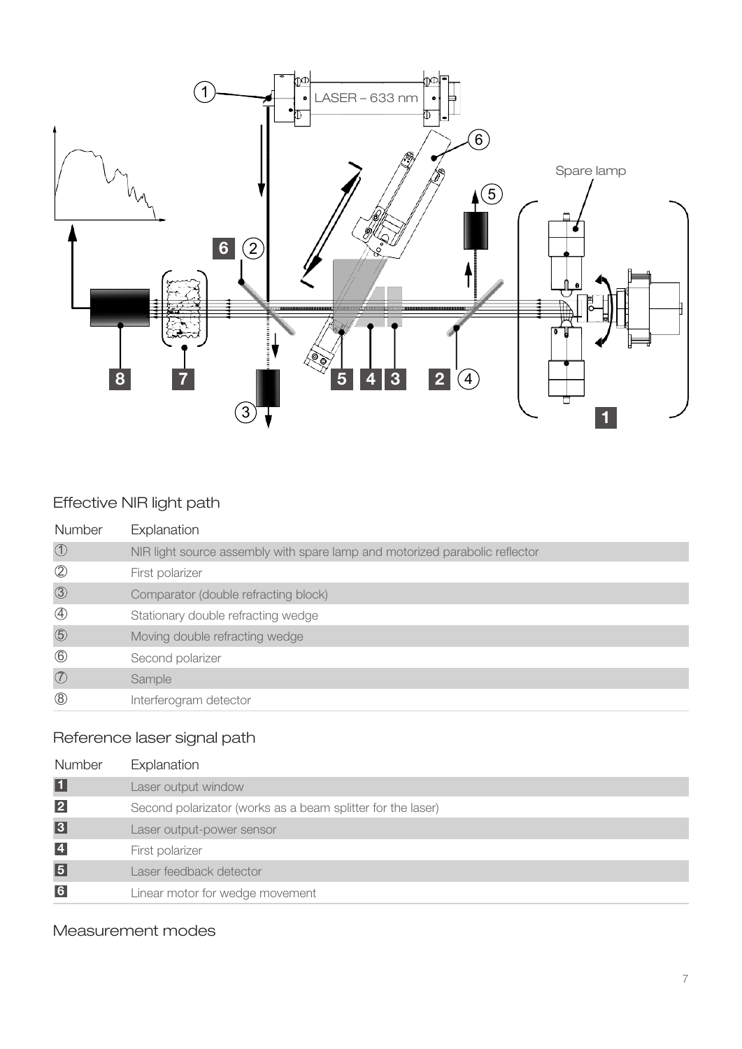## Effective NIR light path

| Number | Explanation |
|---|---|
| ① | NIR light source assembly with spare lamp and motorized parabolic reflector |
| ② | First polarizer |
| ③ | Comparator (double refracting block) |
| ④ | Stationary double refracting wedge |
| ⑤ | Moving double refracting wedge |
| ⑥ | Second polarizer |
| ⑦ | Sample |
| ⑧ | Interferogram detector |

## Reference laser signal path

| Number | Explanation |
|---|---|
| 1 | Laser output window |
| 2 | Second polarizator (works as a beam splitter for the laser) |
| 3 | Laser output-power sensor |
| 4 | First polarizer |
| 5 | Laser feedback detector |
| 6 | Linear motor for wedge movement |

## Measurement modes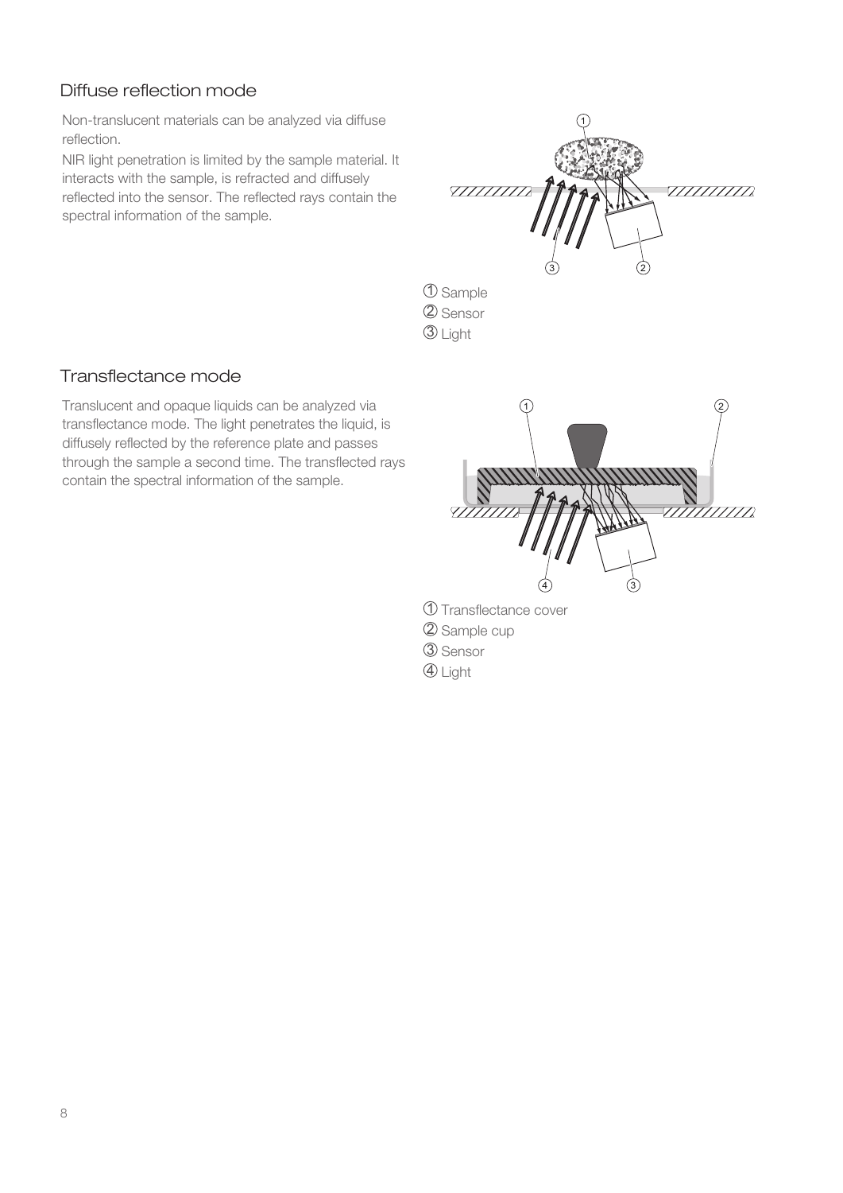## Diffuse reflection mode

Non-translucent materials can be analyzed via diffuse reflection.

NIR light penetration is limited by the sample material. It interacts with the sample, is refracted and diffusely reflected into the sensor. The reflected rays contain the spectral information of the sample.

1

3

2

① Sample
② Sensor
③ Light

## Transflectance mode

Translucent and opaque liquids can be analyzed via transflectance mode. The light penetrates the liquid, is diffusely reflected by the reference plate and passes through the sample a second time. The transflected rays contain the spectral information of the sample.

1

2

4

3

① Transflectance cover
② Sample cup
③ Sensor
④ Light